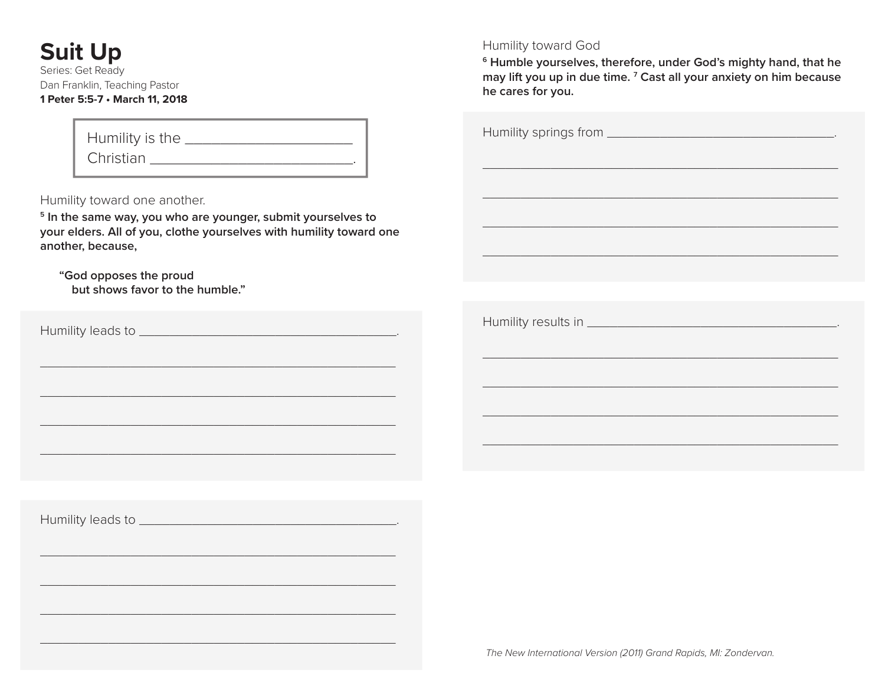# Suit Up

Series: Get Ready

Dan Franklin, Teaching Pastor

**1 Peter 5:5-7 • March 11, 2018**

Humility is the ______________________
Christian ___________________________.

Humility toward one another.

**[5] In the same way, you who are younger, submit yourselves to your elders. All of you, clothe yourselves with humility toward one another, because,**

> **"God opposes the proud**
> **but shows favor to the humble."**

Humility leads to _______________________________________.

_______________________________________________________

_______________________________________________________

_______________________________________________________

_______________________________________________________

Humility leads to _______________________________________.

_______________________________________________________

_______________________________________________________

_______________________________________________________

_______________________________________________________

Humility toward God

**[6] Humble yourselves, therefore, under God's mighty hand, that he may lift you up in due time. [7] Cast all your anxiety on him because he cares for you.**

Humility springs from ___________________________________.

_______________________________________________________

_______________________________________________________

_______________________________________________________

_______________________________________________________

Humility results in ______________________________________.

_______________________________________________________

_______________________________________________________

_______________________________________________________

_______________________________________________________

*The New International Version (2011) Grand Rapids, MI: Zondervan.*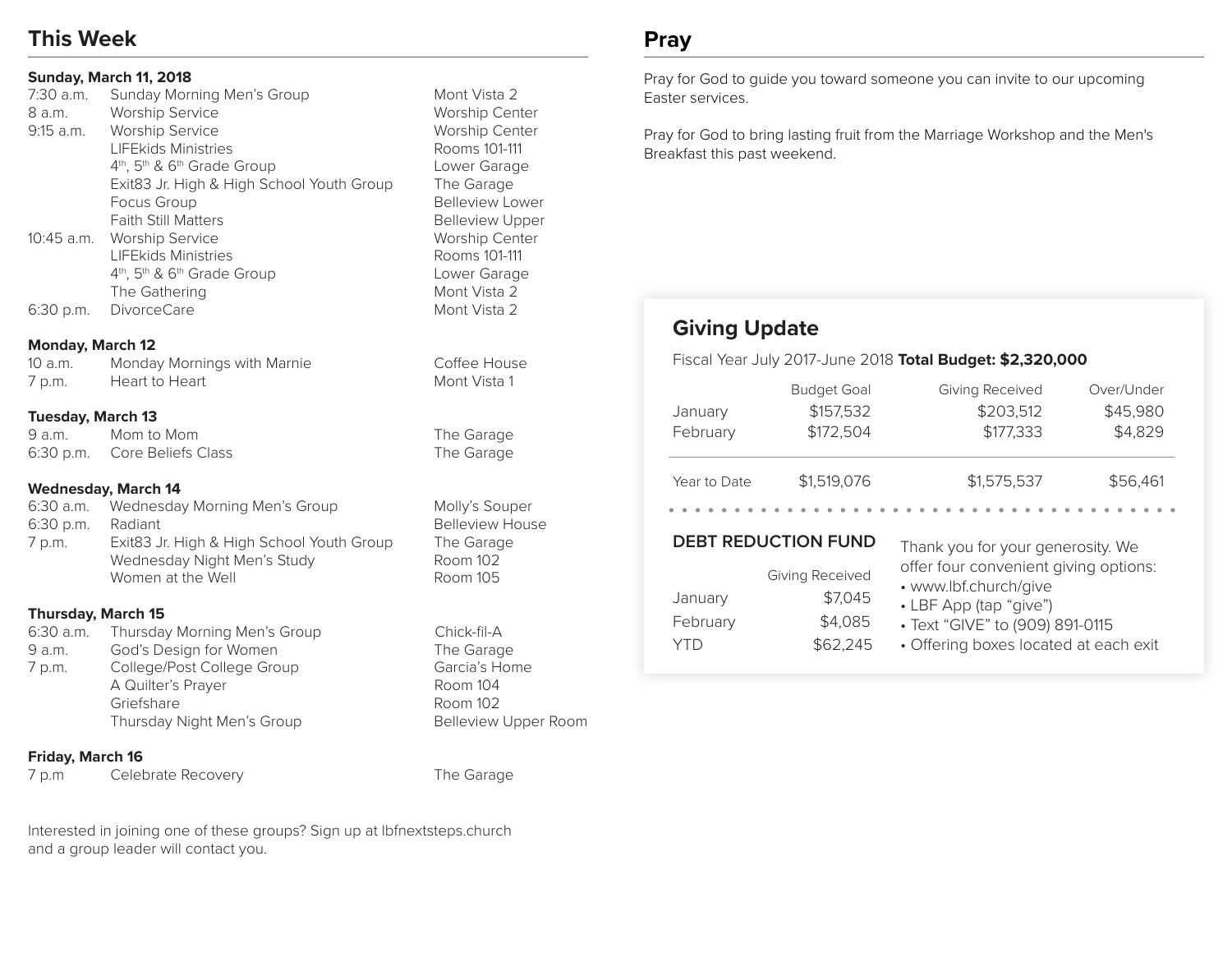## This Week

### Sunday, March 11, 2018

| | | |
|---|---|---|
| 7:30 a.m. | Sunday Morning Men's Group | Mont Vista 2 |
| 8 a.m. | Worship Service | Worship Center |
| 9:15 a.m. | Worship Service | Worship Center |
| | LIFEkids Ministries | Rooms 101-111 |
| | 4th, 5th & 6th Grade Group | Lower Garage |
| | Exit83 Jr. High & High School Youth Group | The Garage |
| | Focus Group | Belleview Lower |
| | Faith Still Matters | Belleview Upper |
| 10:45 a.m. | Worship Service | Worship Center |
| | LIFEkids Ministries | Rooms 101-111 |
| | 4th, 5th & 6th Grade Group | Lower Garage |
| | The Gathering | Mont Vista 2 |
| 6:30 p.m. | DivorceCare | Mont Vista 2 |

### Monday, March 12

| | | |
|---|---|---|
| 10 a.m. | Monday Mornings with Marnie | Coffee House |
| 7 p.m. | Heart to Heart | Mont Vista 1 |

### Tuesday, March 13

| | | |
|---|---|---|
| 9 a.m. | Mom to Mom | The Garage |
| 6:30 p.m. | Core Beliefs Class | The Garage |

### Wednesday, March 14

| | | |
|---|---|---|
| 6:30 a.m. | Wednesday Morning Men's Group | Molly's Souper |
| 6:30 p.m. | Radiant | Belleview House |
| 7 p.m. | Exit83 Jr. High & High School Youth Group | The Garage |
| | Wednesday Night Men's Study | Room 102 |
| | Women at the Well | Room 105 |

### Thursday, March 15

| | | |
|---|---|---|
| 6:30 a.m. | Thursday Morning Men's Group | Chick-fil-A |
| 9 a.m. | God's Design for Women | The Garage |
| 7 p.m. | College/Post College Group | Garcia's Home |
| | A Quilter's Prayer | Room 104 |
| | Griefshare | Room 102 |
| | Thursday Night Men's Group | Belleview Upper Room |

### Friday, March 16

| | | |
|---|---|---|
| 7 p.m | Celebrate Recovery | The Garage |

Interested in joining one of these groups? Sign up at lbfnextsteps.church and a group leader will contact you.

## Pray

Pray for God to guide you toward someone you can invite to our upcoming Easter services.

Pray for God to bring lasting fruit from the Marriage Workshop and the Men's Breakfast this past weekend.

## Giving Update

Fiscal Year July 2017-June 2018 **Total Budget: $2,320,000**

| | Budget Goal | Giving Received | Over/Under |
|---|---|---|---|
| January | $157,532 | $203,512 | $45,980 |
| February | $172,504 | $177,333 | $4,829 |
| Year to Date | $1,519,076 | $1,575,537 | $56,461 |

### DEBT REDUCTION FUND

| | Giving Received |
|---|---|
| January | $7,045 |
| February | $4,085 |
| YTD | $62,245 |

Thank you for your generosity. We offer four convenient giving options:

- www.lbf.church/give
- LBF App (tap "give")
- Text "GIVE" to (909) 891-0115
- Offering boxes located at each exit